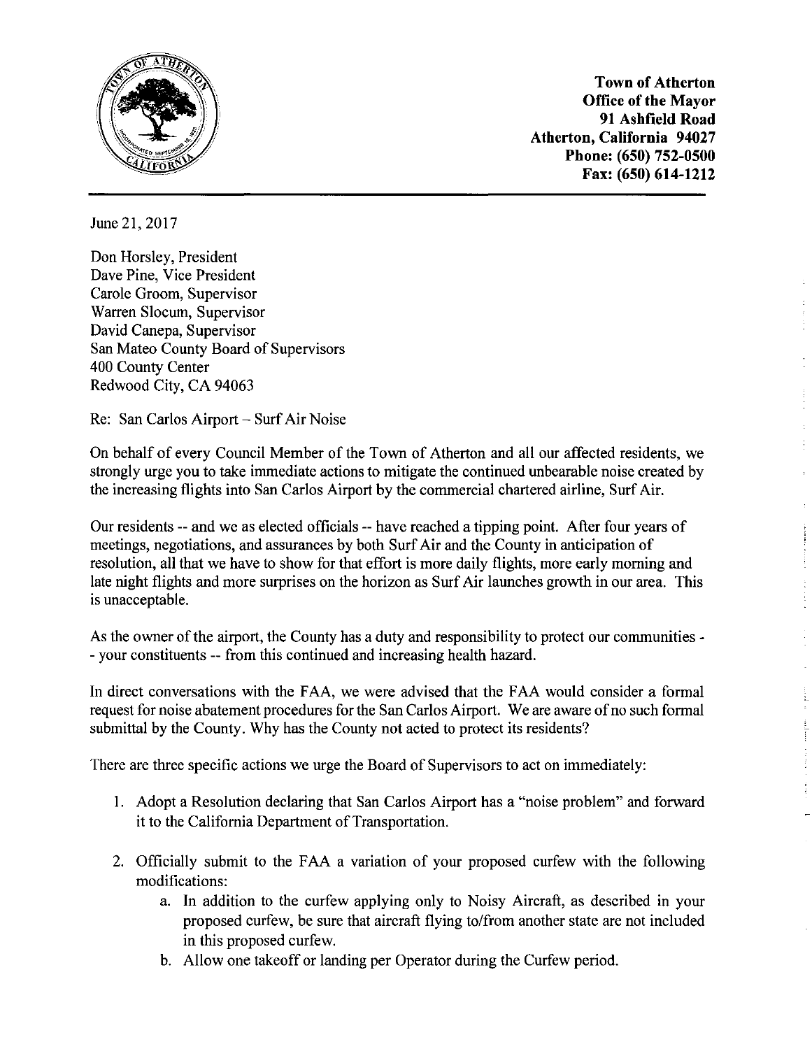**Town of Atherton**
**Office of the Mayor**
**91 Ashfield Road**
**Atherton, California 94027**
**Phone: (650) 752-0500**
**Fax: (650) 614-1212**

June 21, 2017

Don Horsley, President
Dave Pine, Vice President
Carole Groom, Supervisor
Warren Slocum, Supervisor
David Canepa, Supervisor
San Mateo County Board of Supervisors
400 County Center
Redwood City, CA 94063

Re: San Carlos Airport – Surf Air Noise

On behalf of every Council Member of the Town of Atherton and all our affected residents, we strongly urge you to take immediate actions to mitigate the continued unbearable noise created by the increasing flights into San Carlos Airport by the commercial chartered airline, Surf Air.

Our residents -- and we as elected officials -- have reached a tipping point. After four years of meetings, negotiations, and assurances by both Surf Air and the County in anticipation of resolution, all that we have to show for that effort is more daily flights, more early morning and late night flights and more surprises on the horizon as Surf Air launches growth in our area. This is unacceptable.

As the owner of the airport, the County has a duty and responsibility to protect our communities -- your constituents -- from this continued and increasing health hazard.

In direct conversations with the FAA, we were advised that the FAA would consider a formal request for noise abatement procedures for the San Carlos Airport. We are aware of no such formal submittal by the County. Why has the County not acted to protect its residents?

There are three specific actions we urge the Board of Supervisors to act on immediately:

1. Adopt a Resolution declaring that San Carlos Airport has a "noise problem" and forward it to the California Department of Transportation.
2. Officially submit to the FAA a variation of your proposed curfew with the following modifications:
   a. In addition to the curfew applying only to Noisy Aircraft, as described in your proposed curfew, be sure that aircraft flying to/from another state are not included in this proposed curfew.
   b. Allow one takeoff or landing per Operator during the Curfew period.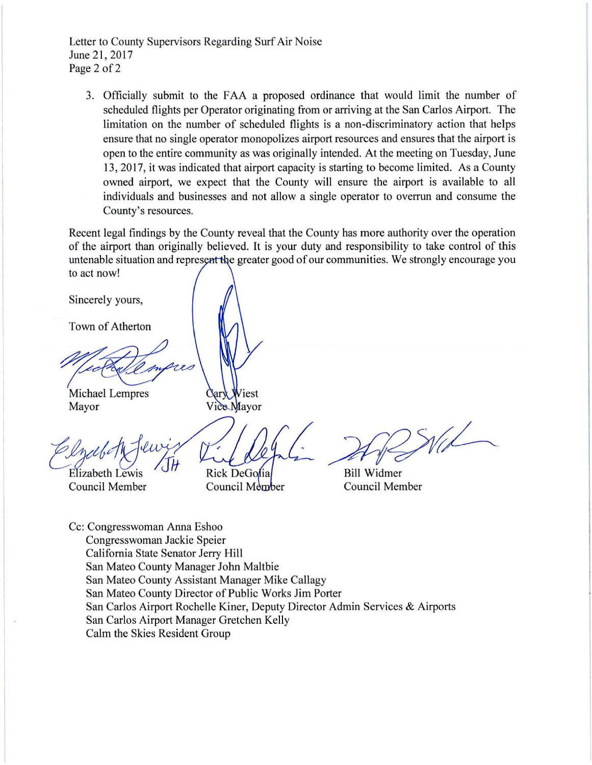3. Officially submit to the FAA a proposed ordinance that would limit the number of scheduled flights per Operator originating from or arriving at the San Carlos Airport. The limitation on the number of scheduled flights is a non-discriminatory action that helps ensure that no single operator monopolizes airport resources and ensures that the airport is open to the entire community as was originally intended. At the meeting on Tuesday, June 13, 2017, it was indicated that airport capacity is starting to become limited. As a County owned airport, we expect that the County will ensure the airport is available to all individuals and businesses and not allow a single operator to overrun and consume the County's resources.

Recent legal findings by the County reveal that the County has more authority over the operation of the airport than originally believed. It is your duty and responsibility to take control of this untenable situation and represent the greater good of our communities. We strongly encourage you to act now!

Sincerely yours,

Town of Atherton

Michael Lempres
Mayor

Cary Wiest
Vice Mayor

Elizabeth Lewis /JH
Council Member

Rick DeGolia
Council Member

Bill Widmer
Council Member

Cc: Congresswoman Anna Eshoo
Congresswoman Jackie Speier
California State Senator Jerry Hill
San Mateo County Manager John Maltbie
San Mateo County Assistant Manager Mike Callagy
San Mateo County Director of Public Works Jim Porter
San Carlos Airport Rochelle Kiner, Deputy Director Admin Services & Airports
San Carlos Airport Manager Gretchen Kelly
Calm the Skies Resident Group